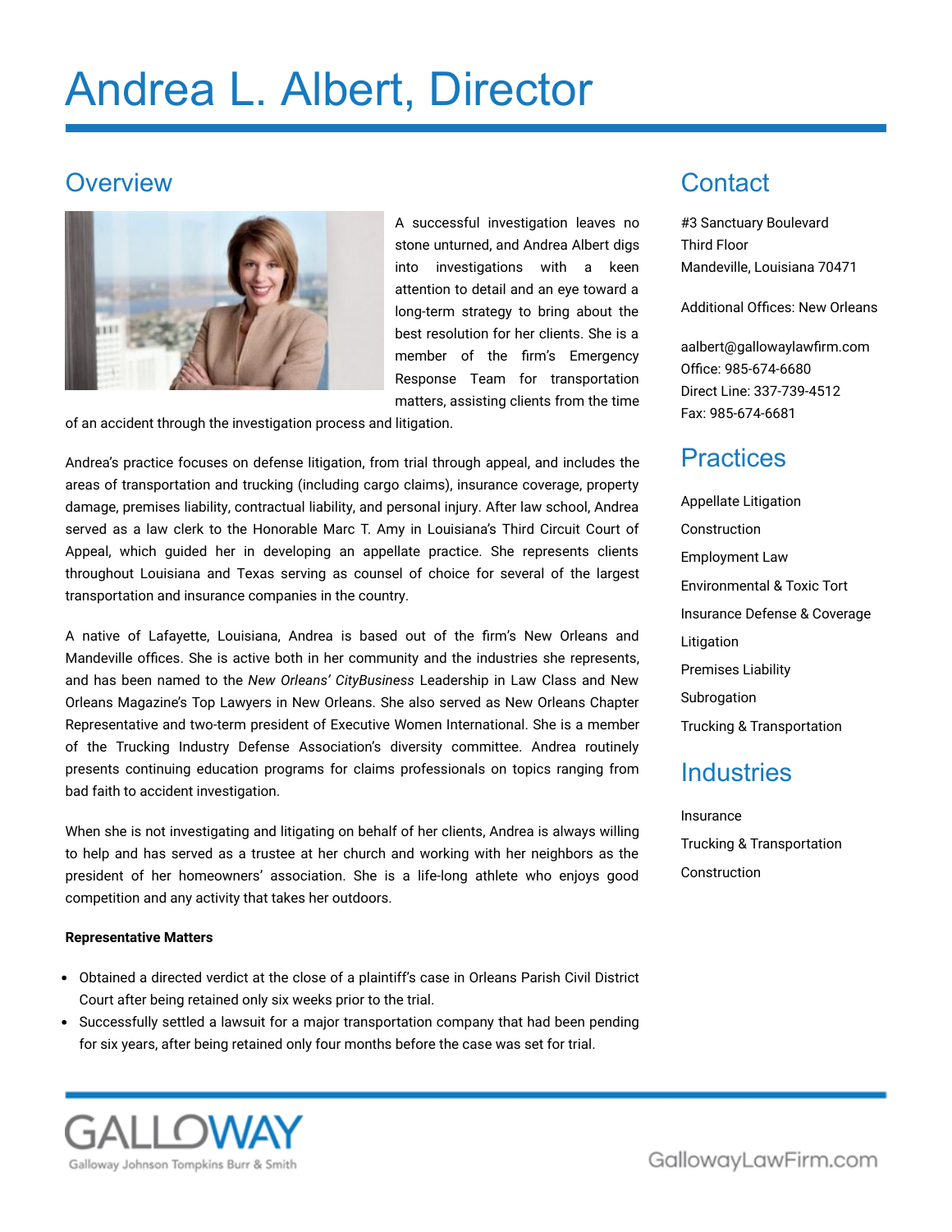# Andrea L. Albert, Director

## Overview

A successful investigation leaves no stone unturned, and Andrea Albert digs into investigations with a keen attention to detail and an eye toward a long-term strategy to bring about the best resolution for her clients. She is a member of the firm's Emergency Response Team for transportation matters, assisting clients from the time of an accident through the investigation process and litigation.

Andrea's practice focuses on defense litigation, from trial through appeal, and includes the areas of transportation and trucking (including cargo claims), insurance coverage, property damage, premises liability, contractual liability, and personal injury. After law school, Andrea served as a law clerk to the Honorable Marc T. Amy in Louisiana's Third Circuit Court of Appeal, which guided her in developing an appellate practice. She represents clients throughout Louisiana and Texas serving as counsel of choice for several of the largest transportation and insurance companies in the country.

A native of Lafayette, Louisiana, Andrea is based out of the firm's New Orleans and Mandeville offices. She is active both in her community and the industries she represents, and has been named to the *New Orleans' CityBusiness* Leadership in Law Class and New Orleans Magazine's Top Lawyers in New Orleans. She also served as New Orleans Chapter Representative and two-term president of Executive Women International. She is a member of the Trucking Industry Defense Association's diversity committee. Andrea routinely presents continuing education programs for claims professionals on topics ranging from bad faith to accident investigation.

When she is not investigating and litigating on behalf of her clients, Andrea is always willing to help and has served as a trustee at her church and working with her neighbors as the president of her homeowners' association. She is a life-long athlete who enjoys good competition and any activity that takes her outdoors.

**Representative Matters**

- Obtained a directed verdict at the close of a plaintiff's case in Orleans Parish Civil District Court after being retained only six weeks prior to the trial.
- Successfully settled a lawsuit for a major transportation company that had been pending for six years, after being retained only four months before the case was set for trial.

## Contact

#3 Sanctuary Boulevard
Third Floor
Mandeville, Louisiana 70471

Additional Offices: New Orleans

aalbert@gallowaylawfirm.com
Office: 985-674-6680
Direct Line: 337-739-4512
Fax: 985-674-6681

## Practices

Appellate Litigation
Construction
Employment Law
Environmental & Toxic Tort
Insurance Defense & Coverage
Litigation
Premises Liability
Subrogation
Trucking & Transportation

## Industries

Insurance
Trucking & Transportation
Construction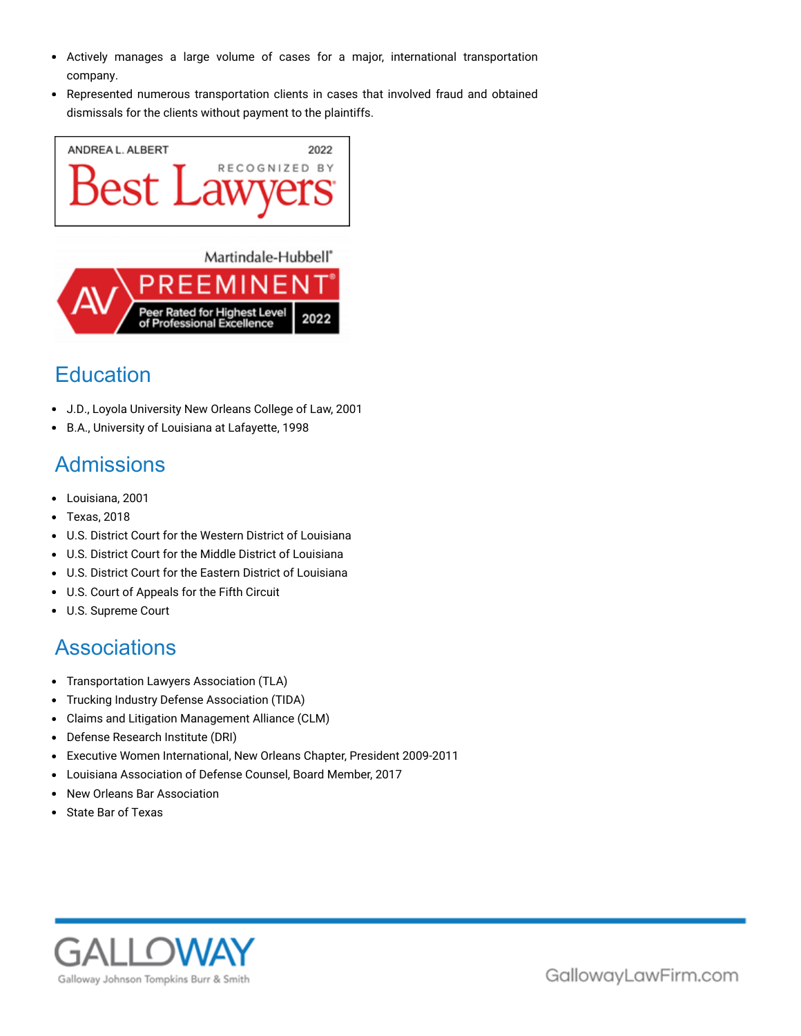- Actively manages a large volume of cases for a major, international transportation company.
- Represented numerous transportation clients in cases that involved fraud and obtained dismissals for the clients without payment to the plaintiffs.

ANDREA L. ALBERT 2022

RECOGNIZED BY

Best Lawyers

Martindale-Hubbell

AV PREEMINENT

Peer Rated for Highest Level of Professional Excellence 2022

## Education

- J.D., Loyola University New Orleans College of Law, 2001
- B.A., University of Louisiana at Lafayette, 1998

## Admissions

- Louisiana, 2001
- Texas, 2018
- U.S. District Court for the Western District of Louisiana
- U.S. District Court for the Middle District of Louisiana
- U.S. District Court for the Eastern District of Louisiana
- U.S. Court of Appeals for the Fifth Circuit
- U.S. Supreme Court

## Associations

- Transportation Lawyers Association (TLA)
- Trucking Industry Defense Association (TIDA)
- Claims and Litigation Management Alliance (CLM)
- Defense Research Institute (DRI)
- Executive Women International, New Orleans Chapter, President 2009-2011
- Louisiana Association of Defense Counsel, Board Member, 2017
- New Orleans Bar Association
- State Bar of Texas